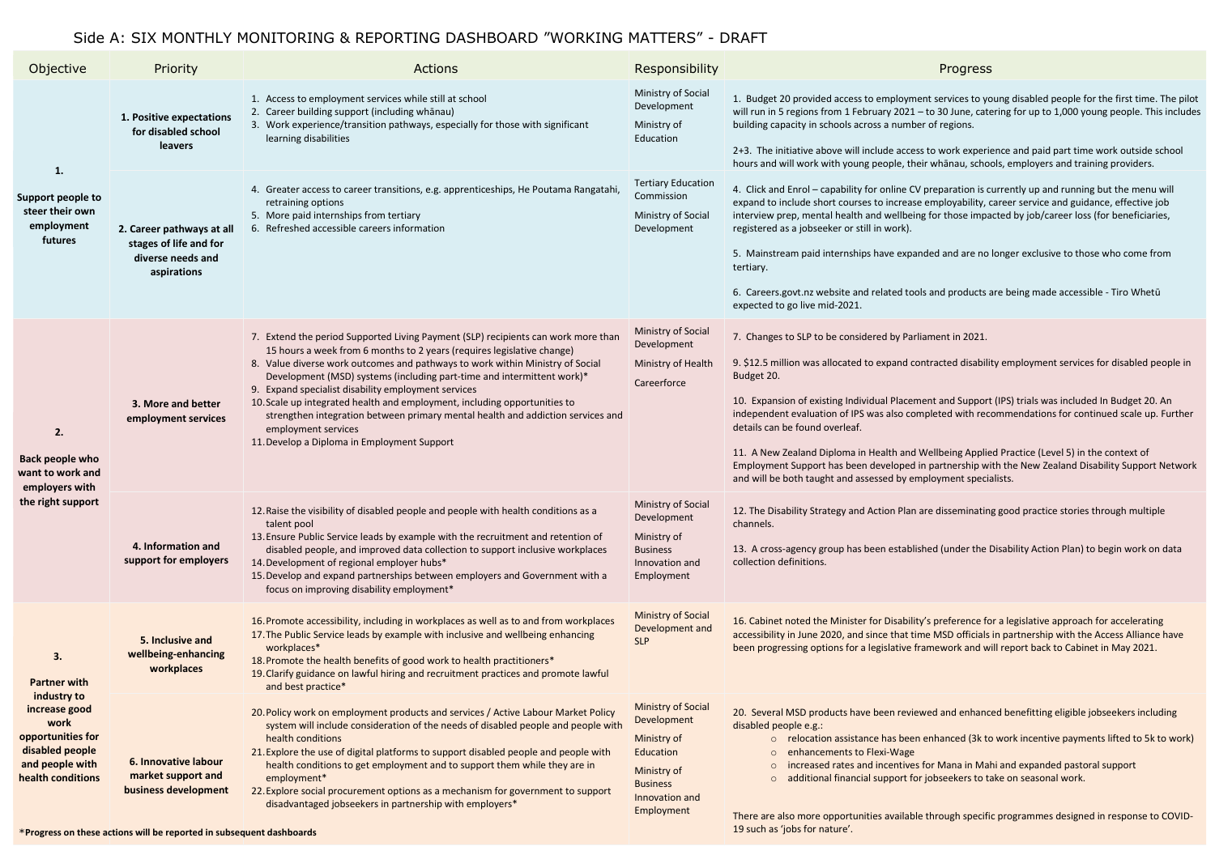# Side A: SIX MONTHLY MONITORING & REPORTING DASHBOARD "WORKING MATTERS" - DRAFT

| Objective | Priority | Actions | Responsibility | Progress |
|---|---|---|---|---|
| **1. Support people to steer their own employment futures** | **1. Positive expectations for disabled school leavers** | 1. Access to employment services while still at school<br>2. Career building support (including whānau)<br>3. Work experience/transition pathways, especially for those with significant learning disabilities | Ministry of Social Development<br>Ministry of Education | 1. Budget 20 provided access to employment services to young disabled people for the first time. The pilot will run in 5 regions from 1 February 2021 – to 30 June, catering for up to 1,000 young people. This includes building capacity in schools across a number of regions.<br><br>2+3. The initiative above will include access to work experience and paid part time work outside school hours and will work with young people, their whānau, schools, employers and training providers. |
| | **2. Career pathways at all stages of life and for diverse needs and aspirations** | 4. Greater access to career transitions, e.g. apprenticeships, He Poutama Rangatahi, retraining options<br>5. More paid internships from tertiary<br>6. Refreshed accessible careers information | Tertiary Education Commission<br>Ministry of Social Development | 4. Click and Enrol – capability for online CV preparation is currently up and running but the menu will expand to include short courses to increase employability, career service and guidance, effective job interview prep, mental health and wellbeing for those impacted by job/career loss (for beneficiaries, registered as a jobseeker or still in work).<br><br>5. Mainstream paid internships have expanded and are no longer exclusive to those who come from tertiary.<br><br>6. Careers.govt.nz website and related tools and products are being made accessible - Tiro Whetū expected to go live mid-2021. |
| **2. Back people who want to work and employers with the right support** | **3. More and better employment services** | 7. Extend the period Supported Living Payment (SLP) recipients can work more than 15 hours a week from 6 months to 2 years (requires legislative change)<br>8. Value diverse work outcomes and pathways to work within Ministry of Social Development (MSD) systems (including part-time and intermittent work)*<br>9. Expand specialist disability employment services<br>10. Scale up integrated health and employment, including opportunities to strengthen integration between primary mental health and addiction services and employment services<br>11. Develop a Diploma in Employment Support | Ministry of Social Development<br>Ministry of Health<br>Careerforce | 7. Changes to SLP to be considered by Parliament in 2021.<br><br>9. $12.5 million was allocated to expand contracted disability employment services for disabled people in Budget 20.<br><br>10. Expansion of existing Individual Placement and Support (IPS) trials was included In Budget 20. An independent evaluation of IPS was also completed with recommendations for continued scale up. Further details can be found overleaf.<br><br>11. A New Zealand Diploma in Health and Wellbeing Applied Practice (Level 5) in the context of Employment Support has been developed in partnership with the New Zealand Disability Support Network and will be both taught and assessed by employment specialists. |
| | **4. Information and support for employers** | 12. Raise the visibility of disabled people and people with health conditions as a talent pool<br>13. Ensure Public Service leads by example with the recruitment and retention of disabled people, and improved data collection to support inclusive workplaces<br>14. Development of regional employer hubs*<br>15. Develop and expand partnerships between employers and Government with a focus on improving disability employment* | Ministry of Social Development<br>Ministry of Business Innovation and Employment | 12. The Disability Strategy and Action Plan are disseminating good practice stories through multiple channels.<br><br>13. A cross-agency group has been established (under the Disability Action Plan) to begin work on data collection definitions. |
| **3. Partner with industry to increase good work opportunities for disabled people and people with health conditions** | **5. Inclusive and wellbeing-enhancing workplaces** | 16. Promote accessibility, including in workplaces as well as to and from workplaces<br>17. The Public Service leads by example with inclusive and wellbeing enhancing workplaces*<br>18. Promote the health benefits of good work to health practitioners*<br>19. Clarify guidance on lawful hiring and recruitment practices and promote lawful and best practice* | Ministry of Social Development and SLP | 16. Cabinet noted the Minister for Disability's preference for a legislative approach for accelerating accessibility in June 2020, and since that time MSD officials in partnership with the Access Alliance have been progressing options for a legislative framework and will report back to Cabinet in May 2021. |
| | **6. Innovative labour market support and business development** | 20. Policy work on employment products and services / Active Labour Market Policy system will include consideration of the needs of disabled people and people with health conditions<br>21. Explore the use of digital platforms to support disabled people and people with health conditions to get employment and to support them while they are in employment*<br>22. Explore social procurement options as a mechanism for government to support disadvantaged jobseekers in partnership with employers* | Ministry of Social Development<br>Ministry of Education<br>Ministry of Business Innovation and Employment | 20. Several MSD products have been reviewed and enhanced benefitting eligible jobseekers including disabled people e.g.:<br>○ relocation assistance has been enhanced (3k to work incentive payments lifted to 5k to work)<br>○ enhancements to Flexi-Wage<br>○ increased rates and incentives for Mana in Mahi and expanded pastoral support<br>○ additional financial support for jobseekers to take on seasonal work.<br><br>There are also more opportunities available through specific programmes designed in response to COVID-19 such as 'jobs for nature'. |

***Progress on these actions will be reported in subsequent dashboards**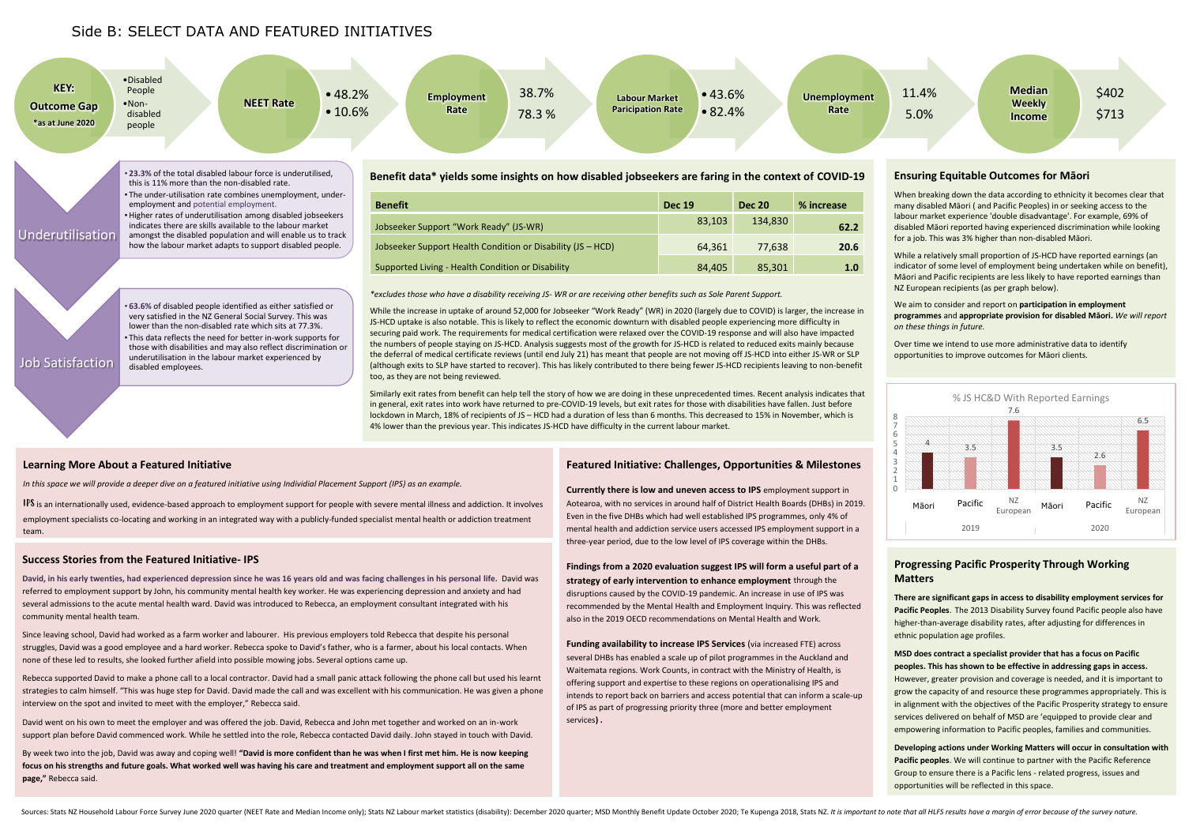# Side B: SELECT DATA AND FEATURED INITIATIVES

**KEY: Outcome Gap** *as at June 2020

- Disabled People
- Non-disabled people

**NEET Rate**
- 48.2%
- 10.6%

**Employment Rate**
38.7%
78.3 %

**Labour Market Paricipation Rate**
- 43.6%
- 82.4%

**Unemployment Rate**
11.4%
5.0%

**Median Weekly Income**
$402
$713

## Underutilisation

- **23.3%** of the total disabled labour force is underutilised, this is 11% more than the non-disabled rate.
- The under-utilisation rate combines unemployment, under-employment and potential employment.
- Higher rates of underutilisation among disabled jobseekers indicates there are skills available to the labour market amongst the disabled population and will enable us to track how the labour market adapts to support disabled people.

## Job Satisfaction

- **63.6%** of disabled people identified as either satisfied or very satisfied in the NZ General Social Survey. This was lower than the non-disabled rate which sits at 77.3%.
- This data reflects the need for better in-work supports for those with disabilities and may also reflect discrimination or underutilisation in the labour market experienced by disabled employees.

## Benefit data* yields some insights on how disabled jobseekers are faring in the context of COVID-19

| Benefit | Dec 19 | Dec 20 | % increase |
|---|---|---|---|
| Jobseeker Support "Work Ready" (JS-WR) | 83,103 | 134,830 | **62.2** |
| Jobseeker Support Health Condition or Disability (JS – HCD) | 64,361 | 77,638 | **20.6** |
| Supported Living - Health Condition or Disability | 84,405 | 85,301 | **1.0** |

*\*excludes those who have a disability receiving JS- WR or are receiving other benefits such as Sole Parent Support.*

While the increase in uptake of around 52,000 for Jobseeker "Work Ready" (WR) in 2020 (largely due to COVID) is larger, the increase in JS-HCD uptake is also notable. This is likely to reflect the economic downturn with disabled people experiencing more difficulty in securing paid work. The requirements for medical certification were relaxed over the COVID-19 response and will also have impacted the numbers of people staying on JS-HCD. Analysis suggests most of the growth for JS-HCD is related to reduced exits mainly because the deferral of medical certificate reviews (until end July 21) has meant that people are not moving off JS-HCD into either JS-WR or SLP (although exits to SLP have started to recover). This has likely contributed to there being fewer JS-HCD recipients leaving to non-benefit too, as they are not being reviewed.

Similarly exit rates from benefit can help tell the story of how we are doing in these unprecedented times. Recent analysis indicates that in general, exit rates into work have returned to pre-COVID-19 levels, but exit rates for those with disabilities have fallen. Just before lockdown in March, 18% of recipients of JS – HCD had a duration of less than 6 months. This decreased to 15% in November, which is 4% lower than the previous year. This indicates JS-HCD have difficulty in the current labour market.

## Ensuring Equitable Outcomes for Māori

When breaking down the data according to ethnicity it becomes clear that many disabled Māori ( and Pacific Peoples) in or seeking access to the labour market experience 'double disadvantage'. For example, 69% of disabled Māori reported having experienced discrimination while looking for a job. This was 3% higher than non-disabled Māori.

While a relatively small proportion of JS-HCD have reported earnings (an indicator of some level of employment being undertaken while on benefit), Māori and Pacific recipients are less likely to have reported earnings than NZ European recipients (as per graph below).

We aim to consider and report on **participation in employment programmes** and **appropriate provision for disabled Māori.** *We will report on these things in future.*

Over time we intend to use more administrative data to identify opportunities to improve outcomes for Māori clients.

% JS HC&D With Reported Earnings

2019: Māori 4, Pacific 3.5, NZ European 7.6
2020: Māori 3.5, Pacific 2.6, NZ European 6.5

## Learning More About a Featured Initiative

*In this space we will provide a deeper dive on a featured initiative using Individial Placement Support (IPS) as an example.*

IPS is an internationally used, evidence-based approach to employment support for people with severe mental illness and addiction. It involves employment specialists co-locating and working in an integrated way with a publicly-funded specialist mental health or addiction treatment team.

## Success Stories from the Featured Initiative- IPS

**David, in his early twenties, had experienced depression since he was 16 years old and was facing challenges in his personal life.** David was referred to employment support by John, his community mental health key worker. He was experiencing depression and anxiety and had several admissions to the acute mental health ward. David was introduced to Rebecca, an employment consultant integrated with his community mental health team.

Since leaving school, David had worked as a farm worker and labourer. His previous employers told Rebecca that despite his personal struggles, David was a good employee and a hard worker. Rebecca spoke to David's father, who is a farmer, about his local contacts. When none of these led to results, she looked further afield into possible mowing jobs. Several options came up.

Rebecca supported David to make a phone call to a local contractor. David had a small panic attack following the phone call but used his learnt strategies to calm himself. "This was huge step for David. David made the call and was excellent with his communication. He was given a phone interview on the spot and invited to meet with the employer," Rebecca said.

David went on his own to meet the employer and was offered the job. David, Rebecca and John met together and worked on an in-work support plan before David commenced work. While he settled into the role, Rebecca contacted David daily. John stayed in touch with David.

By week two into the job, David was away and coping well! **"David is more confident than he was when I first met him. He is now keeping focus on his strengths and future goals. What worked well was having his care and treatment and employment support all on the same page,"** Rebecca said.

## Featured Initiative: Challenges, Opportunities & Milestones

**Currently there is low and uneven access to IPS** employment support in Aotearoa, with no services in around half of District Health Boards (DHBs) in 2019. Even in the five DHBs which had well established IPS programmes, only 4% of mental health and addiction service users accessed IPS employment support in a three-year period, due to the low level of IPS coverage within the DHBs.

**Findings from a 2020 evaluation suggest IPS will form a useful part of a strategy of early intervention to enhance employment** through the disruptions caused by the COVID-19 pandemic. An increase in use of IPS was recommended by the Mental Health and Employment Inquiry. This was reflected also in the 2019 OECD recommendations on Mental Health and Work.

**Funding availability to increase IPS Services** (via increased FTE) across several DHBs has enabled a scale up of pilot programmes in the Auckland and Waitemata regions. Work Counts, in contract with the Ministry of Health, is offering support and expertise to these regions on operationalising IPS and intends to report back on barriers and access potential that can inform a scale-up of IPS as part of progressing priority three (more and better employment services**)** **.**

## Progressing Pacific Prosperity Through Working Matters

**There are significant gaps in access to disability employment services for Pacific Peoples**. The 2013 Disability Survey found Pacific people also have higher-than-average disability rates, after adjusting for differences in ethnic population age profiles.

**MSD does contract a specialist provider that has a focus on Pacific peoples. This has shown to be effective in addressing gaps in access.** However, greater provision and coverage is needed, and it is important to grow the capacity of and resource these programmes appropriately. This is in alignment with the objectives of the Pacific Prosperity strategy to ensure services delivered on behalf of MSD are 'equipped to provide clear and empowering information to Pacific peoples, families and communities.

**Developing actions under Working Matters will occur in consultation with Pacific peoples**. We will continue to partner with the Pacific Reference Group to ensure there is a Pacific lens - related progress, issues and opportunities will be reflected in this space.

Sources: Stats NZ Household Labour Force Survey June 2020 quarter (NEET Rate and Median Income only); Stats NZ Labour market statistics (disability): December 2020 quarter; MSD Monthly Benefit Update October 2020; Te Kupenga 2018, Stats NZ. *It is important to note that all HLFS results have a margin of error because of the survey nature.*